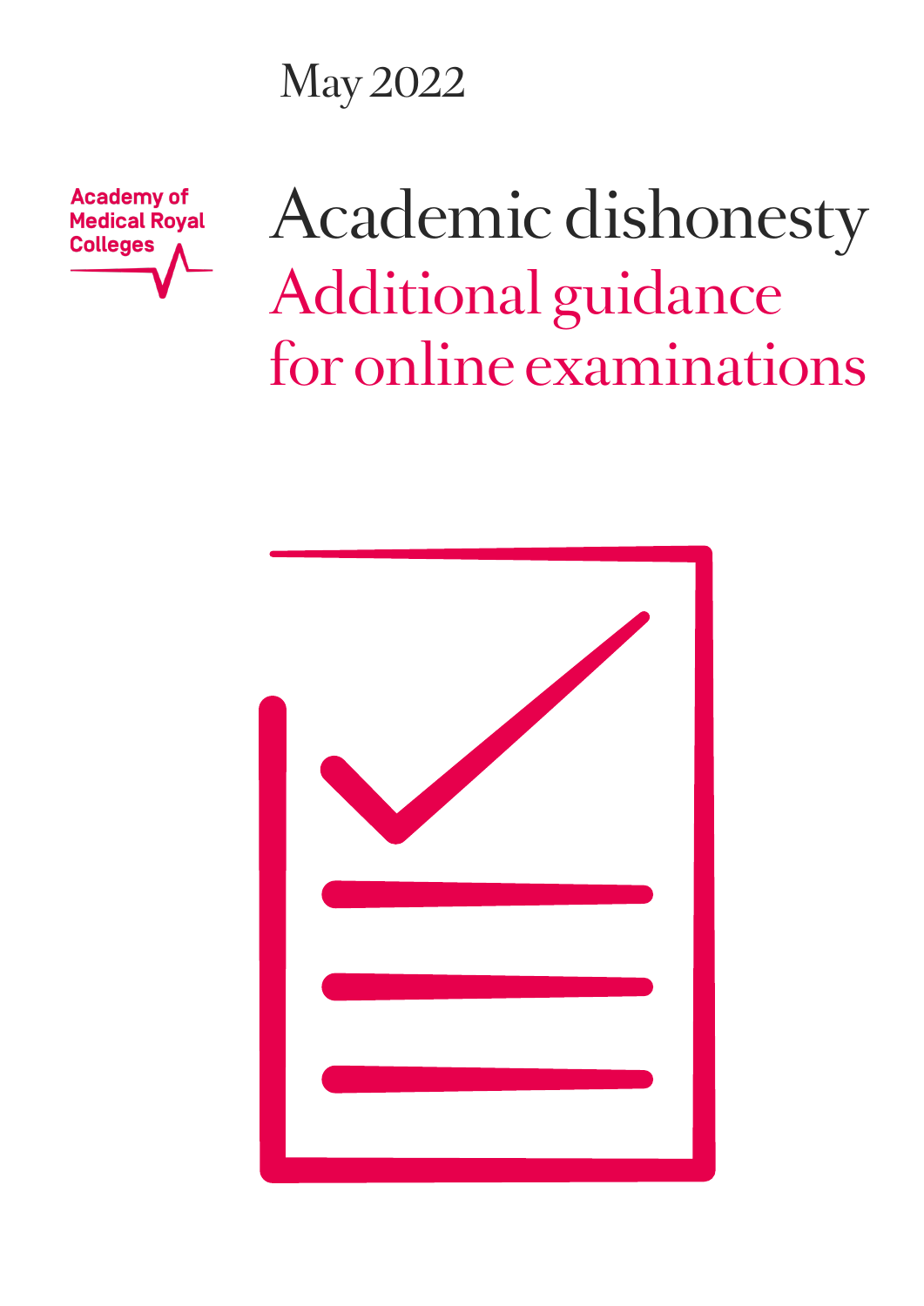May 2022

Academy of Medical Royal Colleges

# Academic dishonesty

## Additional guidance for online examinations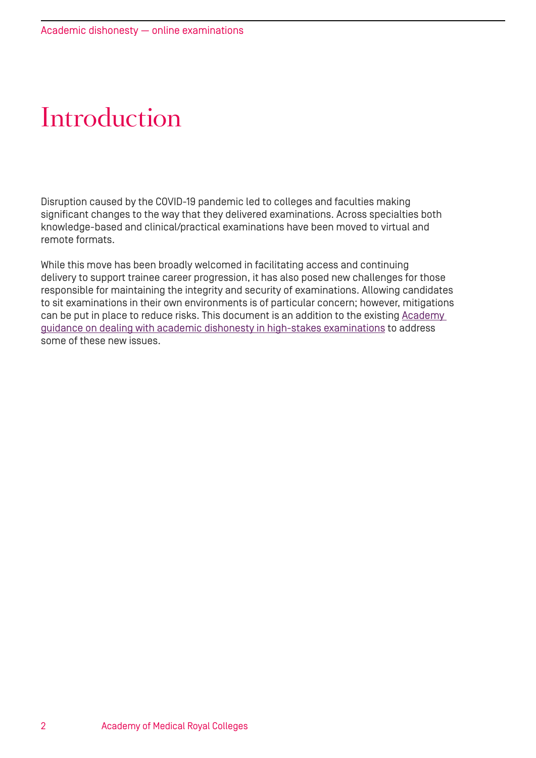# Introduction

Disruption caused by the COVID-19 pandemic led to colleges and faculties making significant changes to the way that they delivered examinations. Across specialties both knowledge-based and clinical/practical examinations have been moved to virtual and remote formats.

While this move has been broadly welcomed in facilitating access and continuing delivery to support trainee career progression, it has also posed new challenges for those responsible for maintaining the integrity and security of examinations. Allowing candidates to sit examinations in their own environments is of particular concern; however, mitigations can be put in place to reduce risks. This document is an addition to the existing Academy guidance on dealing with academic dishonesty in high-stakes examinations to address some of these new issues.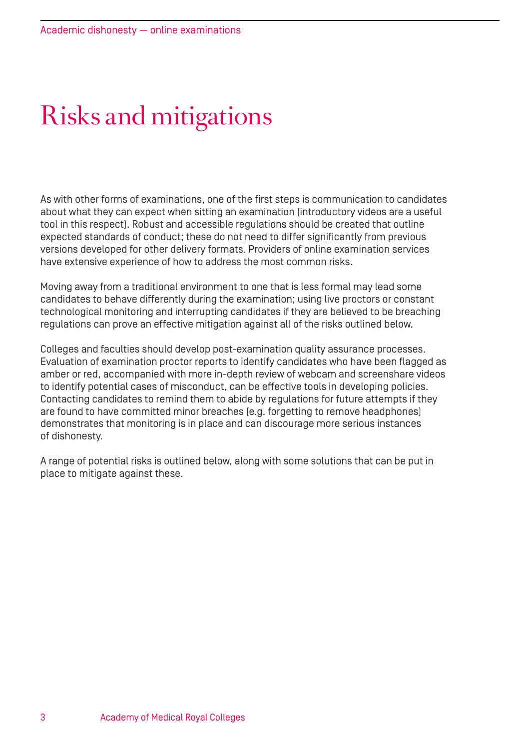# Risks and mitigations

As with other forms of examinations, one of the first steps is communication to candidates about what they can expect when sitting an examination (introductory videos are a useful tool in this respect). Robust and accessible regulations should be created that outline expected standards of conduct; these do not need to differ significantly from previous versions developed for other delivery formats. Providers of online examination services have extensive experience of how to address the most common risks.

Moving away from a traditional environment to one that is less formal may lead some candidates to behave differently during the examination; using live proctors or constant technological monitoring and interrupting candidates if they are believed to be breaching regulations can prove an effective mitigation against all of the risks outlined below.

Colleges and faculties should develop post-examination quality assurance processes. Evaluation of examination proctor reports to identify candidates who have been flagged as amber or red, accompanied with more in-depth review of webcam and screenshare videos to identify potential cases of misconduct, can be effective tools in developing policies. Contacting candidates to remind them to abide by regulations for future attempts if they are found to have committed minor breaches (e.g. forgetting to remove headphones) demonstrates that monitoring is in place and can discourage more serious instances of dishonesty.

A range of potential risks is outlined below, along with some solutions that can be put in place to mitigate against these.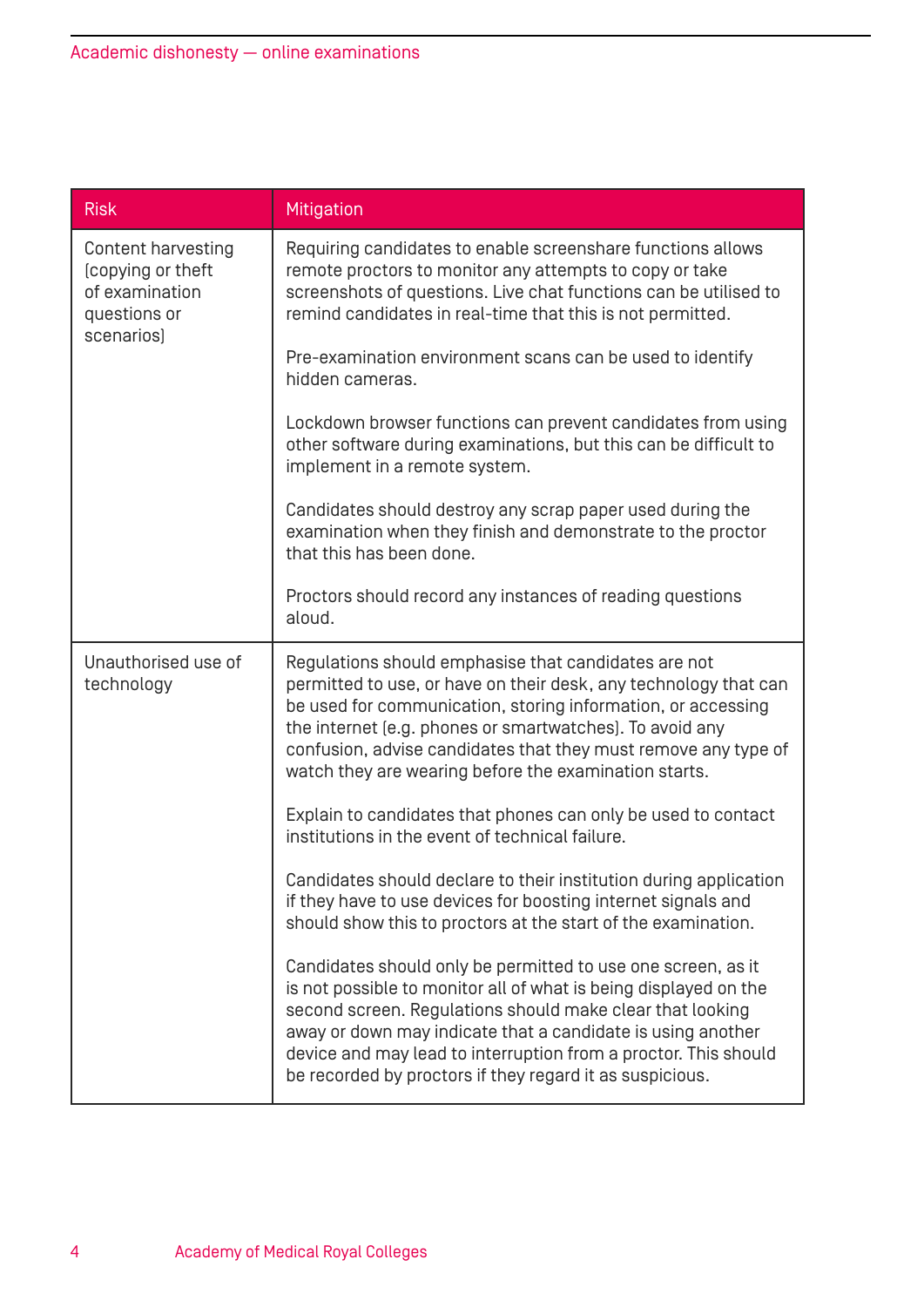| Risk | Mitigation |
|---|---|
| Content harvesting (copying or theft of examination questions or scenarios) | Requiring candidates to enable screenshare functions allows remote proctors to monitor any attempts to copy or take screenshots of questions. Live chat functions can be utilised to remind candidates in real-time that this is not permitted.<br><br>Pre-examination environment scans can be used to identify hidden cameras.<br><br>Lockdown browser functions can prevent candidates from using other software during examinations, but this can be difficult to implement in a remote system.<br><br>Candidates should destroy any scrap paper used during the examination when they finish and demonstrate to the proctor that this has been done.<br><br>Proctors should record any instances of reading questions aloud. |
| Unauthorised use of technology | Regulations should emphasise that candidates are not permitted to use, or have on their desk, any technology that can be used for communication, storing information, or accessing the internet (e.g. phones or smartwatches). To avoid any confusion, advise candidates that they must remove any type of watch they are wearing before the examination starts.<br><br>Explain to candidates that phones can only be used to contact institutions in the event of technical failure.<br><br>Candidates should declare to their institution during application if they have to use devices for boosting internet signals and should show this to proctors at the start of the examination.<br><br>Candidates should only be permitted to use one screen, as it is not possible to monitor all of what is being displayed on the second screen. Regulations should make clear that looking away or down may indicate that a candidate is using another device and may lead to interruption from a proctor. This should be recorded by proctors if they regard it as suspicious. |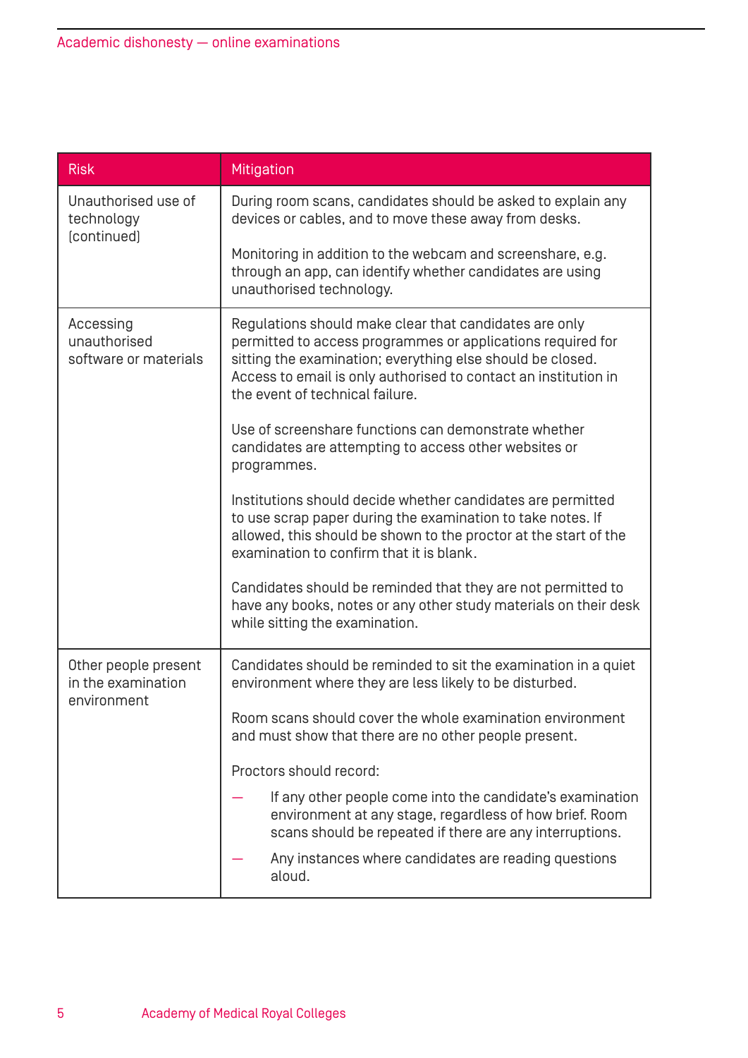| Risk | Mitigation |
| --- | --- |
| Unauthorised use of technology (continued) | During room scans, candidates should be asked to explain any devices or cables, and to move these away from desks.<br><br>Monitoring in addition to the webcam and screenshare, e.g. through an app, can identify whether candidates are using unauthorised technology. |
| Accessing unauthorised software or materials | Regulations should make clear that candidates are only permitted to access programmes or applications required for sitting the examination; everything else should be closed. Access to email is only authorised to contact an institution in the event of technical failure.<br><br>Use of screenshare functions can demonstrate whether candidates are attempting to access other websites or programmes.<br><br>Institutions should decide whether candidates are permitted to use scrap paper during the examination to take notes. If allowed, this should be shown to the proctor at the start of the examination to confirm that it is blank.<br><br>Candidates should be reminded that they are not permitted to have any books, notes or any other study materials on their desk while sitting the examination. |
| Other people present in the examination environment | Candidates should be reminded to sit the examination in a quiet environment where they are less likely to be disturbed.<br><br>Room scans should cover the whole examination environment and must show that there are no other people present.<br><br>Proctors should record:<br>— If any other people come into the candidate's examination environment at any stage, regardless of how brief. Room scans should be repeated if there are any interruptions.<br>— Any instances where candidates are reading questions aloud. |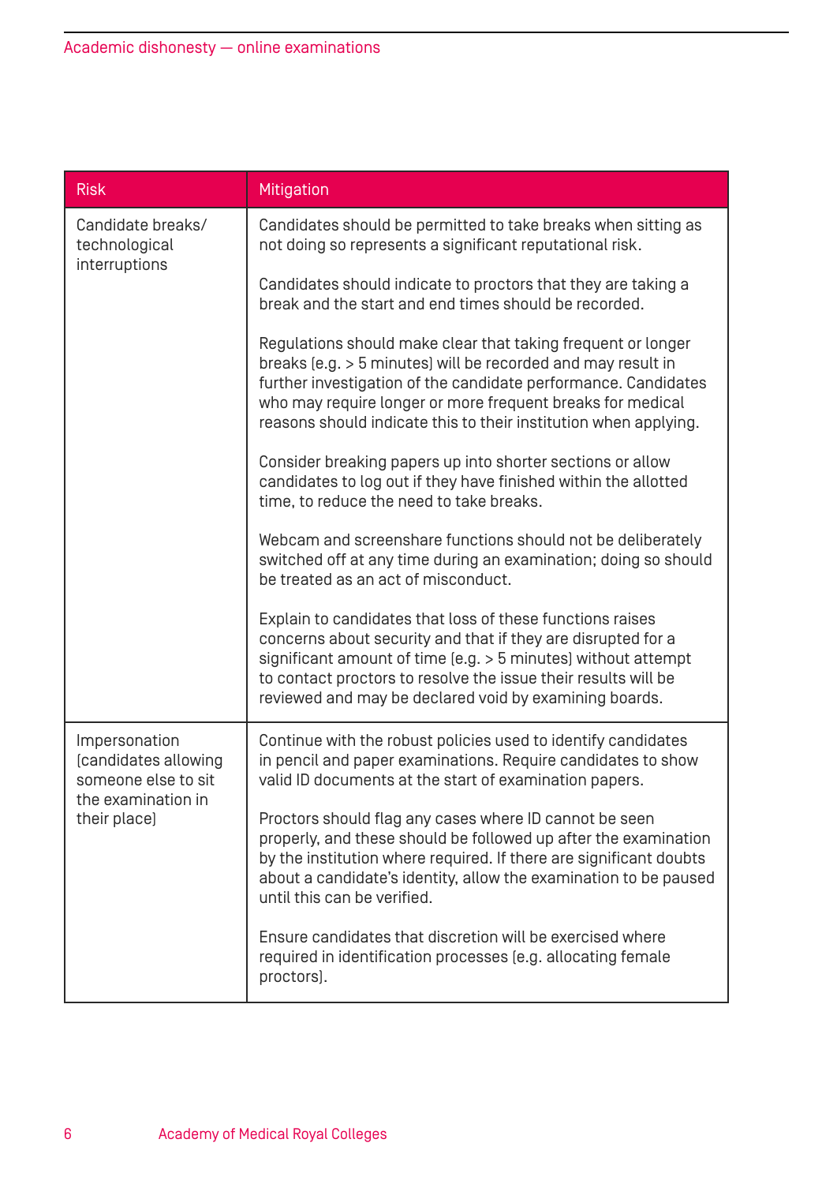| Risk | Mitigation |
|---|---|
| Candidate breaks/ technological interruptions | Candidates should be permitted to take breaks when sitting as not doing so represents a significant reputational risk.<br><br>Candidates should indicate to proctors that they are taking a break and the start and end times should be recorded.<br><br>Regulations should make clear that taking frequent or longer breaks (e.g. > 5 minutes) will be recorded and may result in further investigation of the candidate performance. Candidates who may require longer or more frequent breaks for medical reasons should indicate this to their institution when applying.<br><br>Consider breaking papers up into shorter sections or allow candidates to log out if they have finished within the allotted time, to reduce the need to take breaks.<br><br>Webcam and screenshare functions should not be deliberately switched off at any time during an examination; doing so should be treated as an act of misconduct.<br><br>Explain to candidates that loss of these functions raises concerns about security and that if they are disrupted for a significant amount of time (e.g. > 5 minutes) without attempt to contact proctors to resolve the issue their results will be reviewed and may be declared void by examining boards. |
| Impersonation (candidates allowing someone else to sit the examination in their place) | Continue with the robust policies used to identify candidates in pencil and paper examinations. Require candidates to show valid ID documents at the start of examination papers.<br><br>Proctors should flag any cases where ID cannot be seen properly, and these should be followed up after the examination by the institution where required. If there are significant doubts about a candidate's identity, allow the examination to be paused until this can be verified.<br><br>Ensure candidates that discretion will be exercised where required in identification processes (e.g. allocating female proctors). |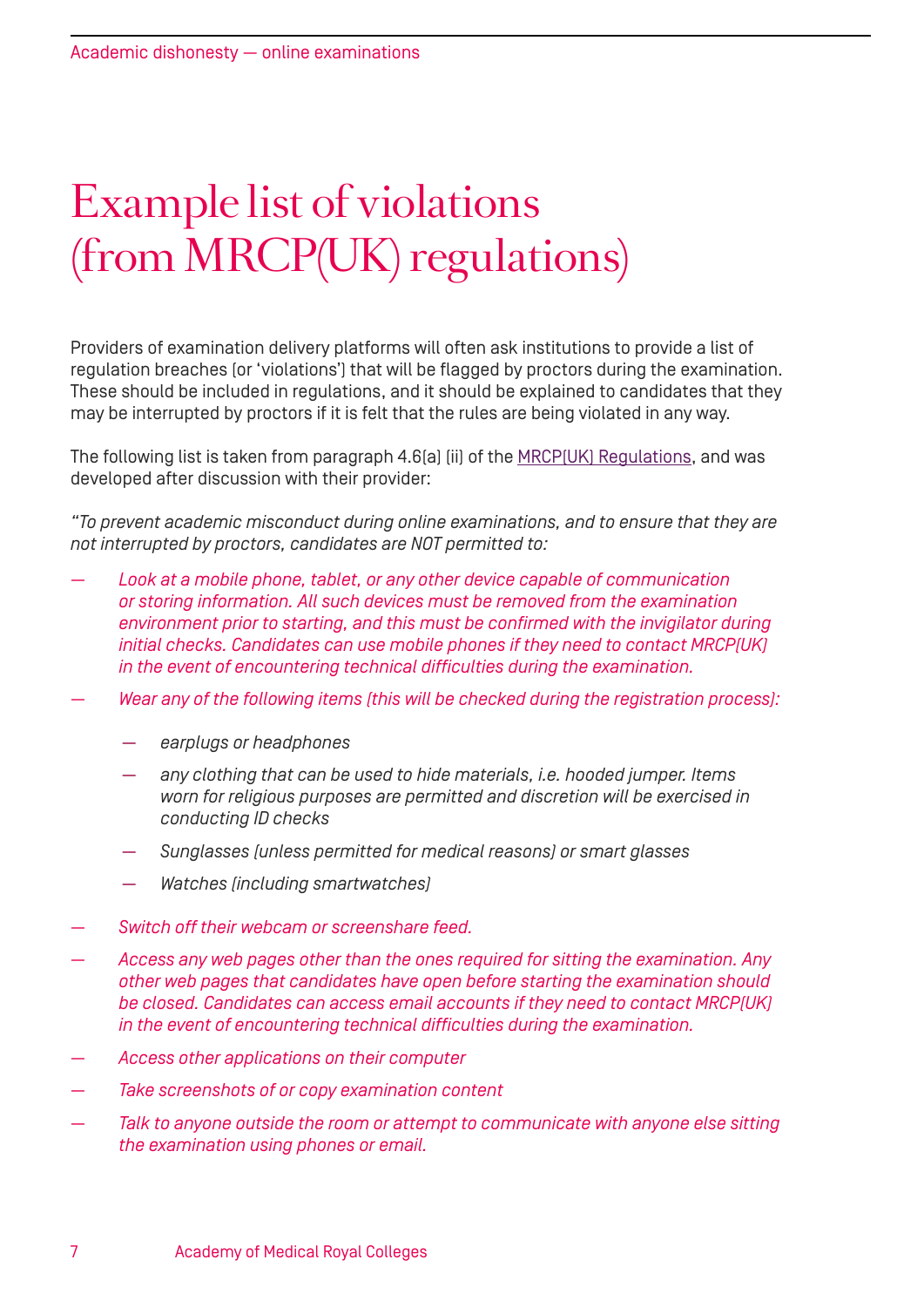# Example list of violations (from MRCP(UK) regulations)

Providers of examination delivery platforms will often ask institutions to provide a list of regulation breaches (or 'violations') that will be flagged by proctors during the examination. These should be included in regulations, and it should be explained to candidates that they may be interrupted by proctors if it is felt that the rules are being violated in any way.

The following list is taken from paragraph 4.6(a) (ii) of the MRCP(UK) Regulations, and was developed after discussion with their provider:

*"To prevent academic misconduct during online examinations, and to ensure that they are not interrupted by proctors, candidates are NOT permitted to:*

- *Look at a mobile phone, tablet, or any other device capable of communication or storing information. All such devices must be removed from the examination environment prior to starting, and this must be confirmed with the invigilator during initial checks. Candidates can use mobile phones if they need to contact MRCP(UK) in the event of encountering technical difficulties during the examination.*
- *Wear any of the following items (this will be checked during the registration process):*
  - *earplugs or headphones*
  - *any clothing that can be used to hide materials, i.e. hooded jumper. Items worn for religious purposes are permitted and discretion will be exercised in conducting ID checks*
  - *Sunglasses (unless permitted for medical reasons) or smart glasses*
  - *Watches (including smartwatches)*
- *Switch off their webcam or screenshare feed.*
- *Access any web pages other than the ones required for sitting the examination. Any other web pages that candidates have open before starting the examination should be closed. Candidates can access email accounts if they need to contact MRCP(UK) in the event of encountering technical difficulties during the examination.*
- *Access other applications on their computer*
- *Take screenshots of or copy examination content*
- *Talk to anyone outside the room or attempt to communicate with anyone else sitting the examination using phones or email.*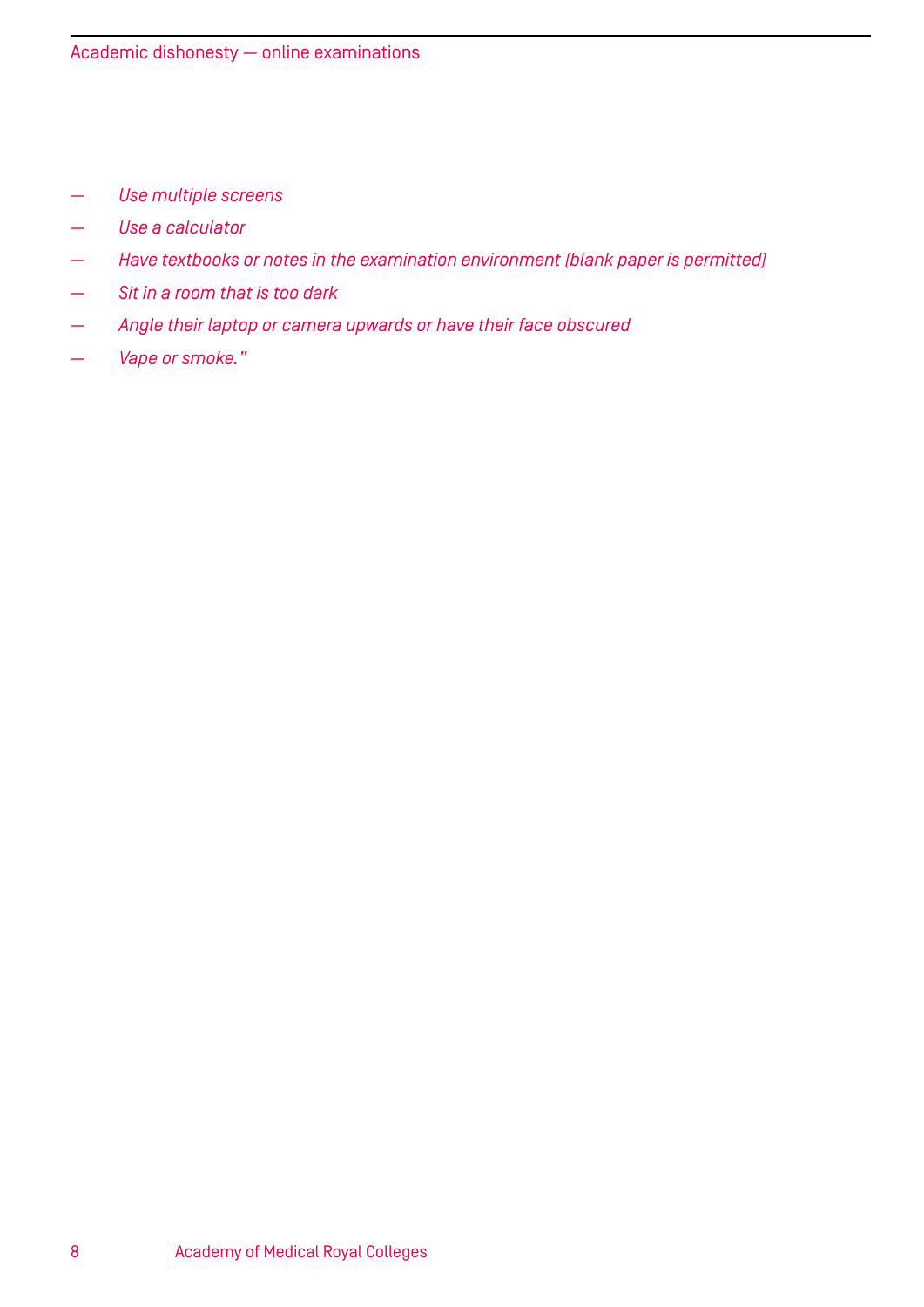- *Use multiple screens*
- *Use a calculator*
- *Have textbooks or notes in the examination environment (blank paper is permitted)*
- *Sit in a room that is too dark*
- *Angle their laptop or camera upwards or have their face obscured*
- *Vape or smoke."*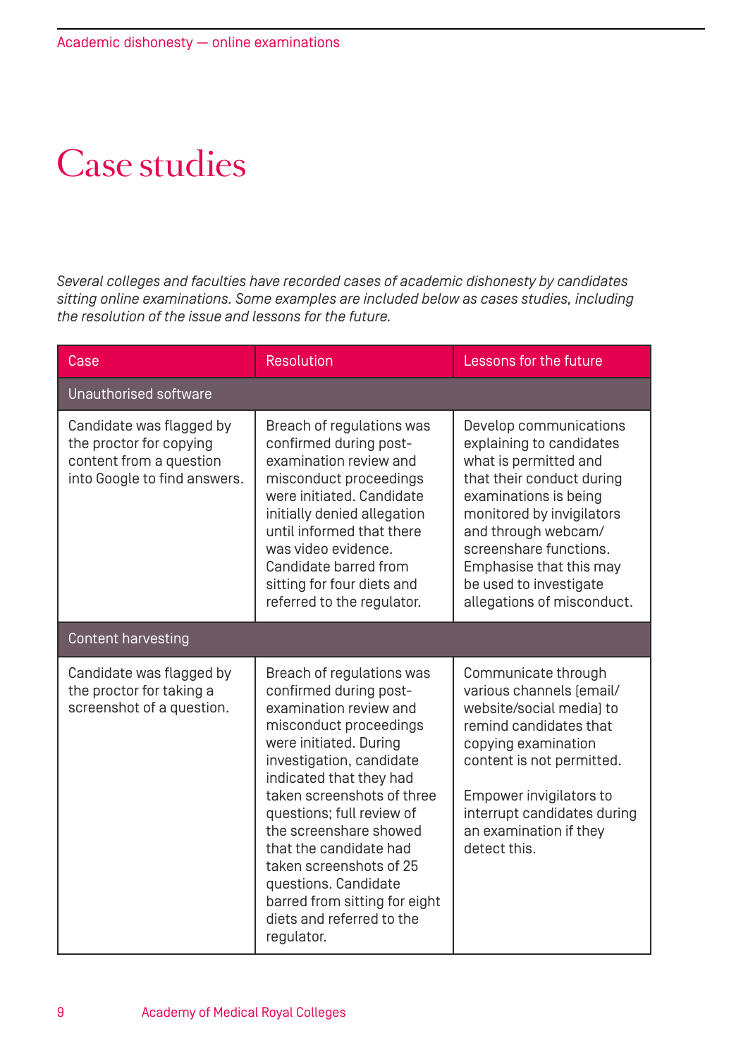# Case studies

*Several colleges and faculties have recorded cases of academic dishonesty by candidates sitting online examinations. Some examples are included below as cases studies, including the resolution of the issue and lessons for the future.*

| Case | Resolution | Lessons for the future |
|---|---|---|
| Unauthorised software | | |
| Candidate was flagged by the proctor for copying content from a question into Google to find answers. | Breach of regulations was confirmed during post-examination review and misconduct proceedings were initiated. Candidate initially denied allegation until informed that there was video evidence. Candidate barred from sitting for four diets and referred to the regulator. | Develop communications explaining to candidates what is permitted and that their conduct during examinations is being monitored by invigilators and through webcam/screenshare functions. Emphasise that this may be used to investigate allegations of misconduct. |
| Content harvesting | | |
| Candidate was flagged by the proctor for taking a screenshot of a question. | Breach of regulations was confirmed during post-examination review and misconduct proceedings were initiated. During investigation, candidate indicated that they had taken screenshots of three questions; full review of the screenshare showed that the candidate had taken screenshots of 25 questions. Candidate barred from sitting for eight diets and referred to the regulator. | Communicate through various channels (email/website/social media) to remind candidates that copying examination content is not permitted.<br><br>Empower invigilators to interrupt candidates during an examination if they detect this. |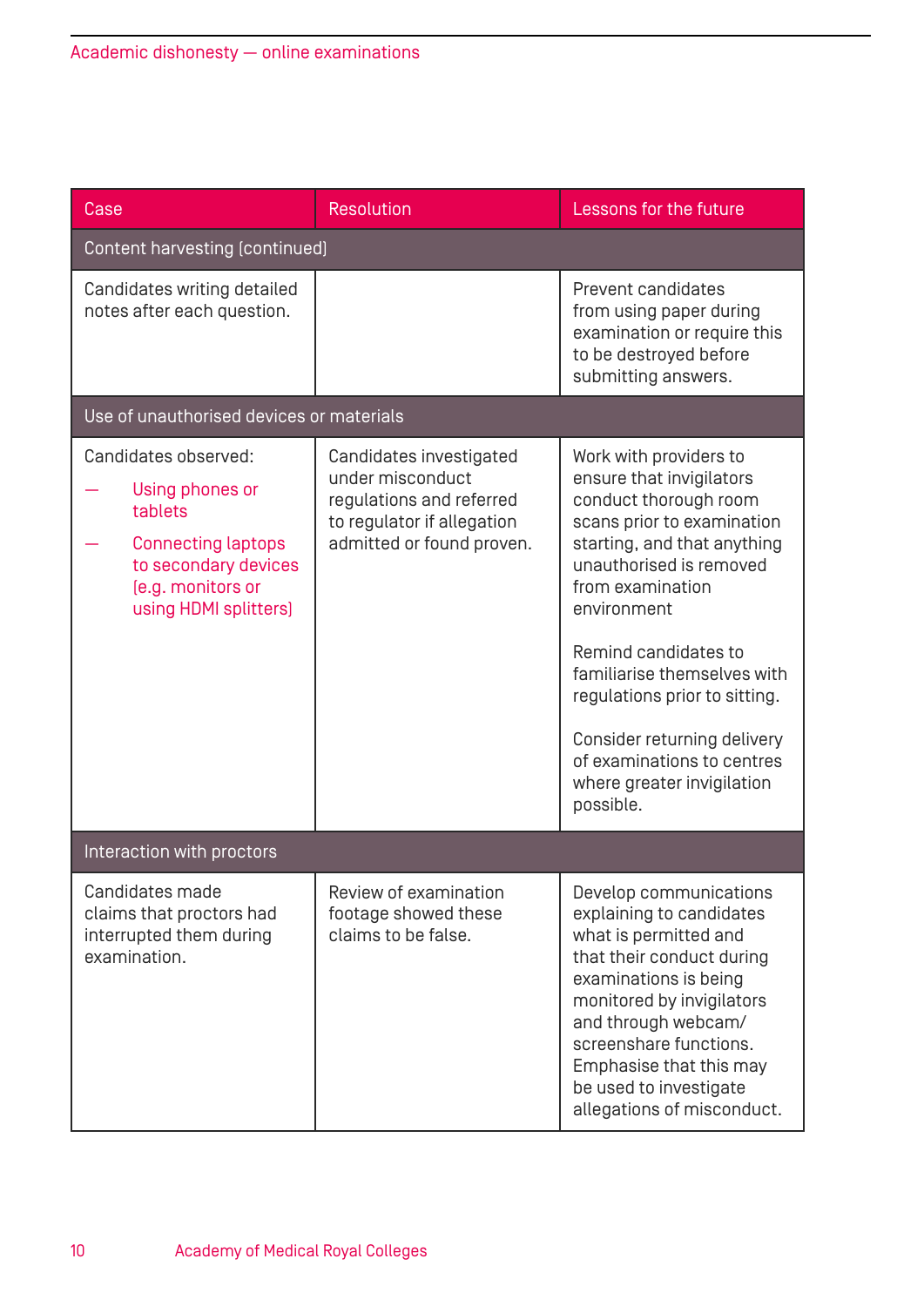| Case | Resolution | Lessons for the future |
|---|---|---|
| **Content harvesting (continued)** | | |
| Candidates writing detailed notes after each question. | | Prevent candidates from using paper during examination or require this to be destroyed before submitting answers. |
| **Use of unauthorised devices or materials** | | |
| Candidates observed:<br>— Using phones or tablets<br>— Connecting laptops to secondary devices (e.g. monitors or using HDMI splitters) | Candidates investigated under misconduct regulations and referred to regulator if allegation admitted or found proven. | Work with providers to ensure that invigilators conduct thorough room scans prior to examination starting, and that anything unauthorised is removed from examination environment<br><br>Remind candidates to familiarise themselves with regulations prior to sitting.<br><br>Consider returning delivery of examinations to centres where greater invigilation possible. |
| **Interaction with proctors** | | |
| Candidates made claims that proctors had interrupted them during examination. | Review of examination footage showed these claims to be false. | Develop communications explaining to candidates what is permitted and that their conduct during examinations is being monitored by invigilators and through webcam/ screenshare functions. Emphasise that this may be used to investigate allegations of misconduct. |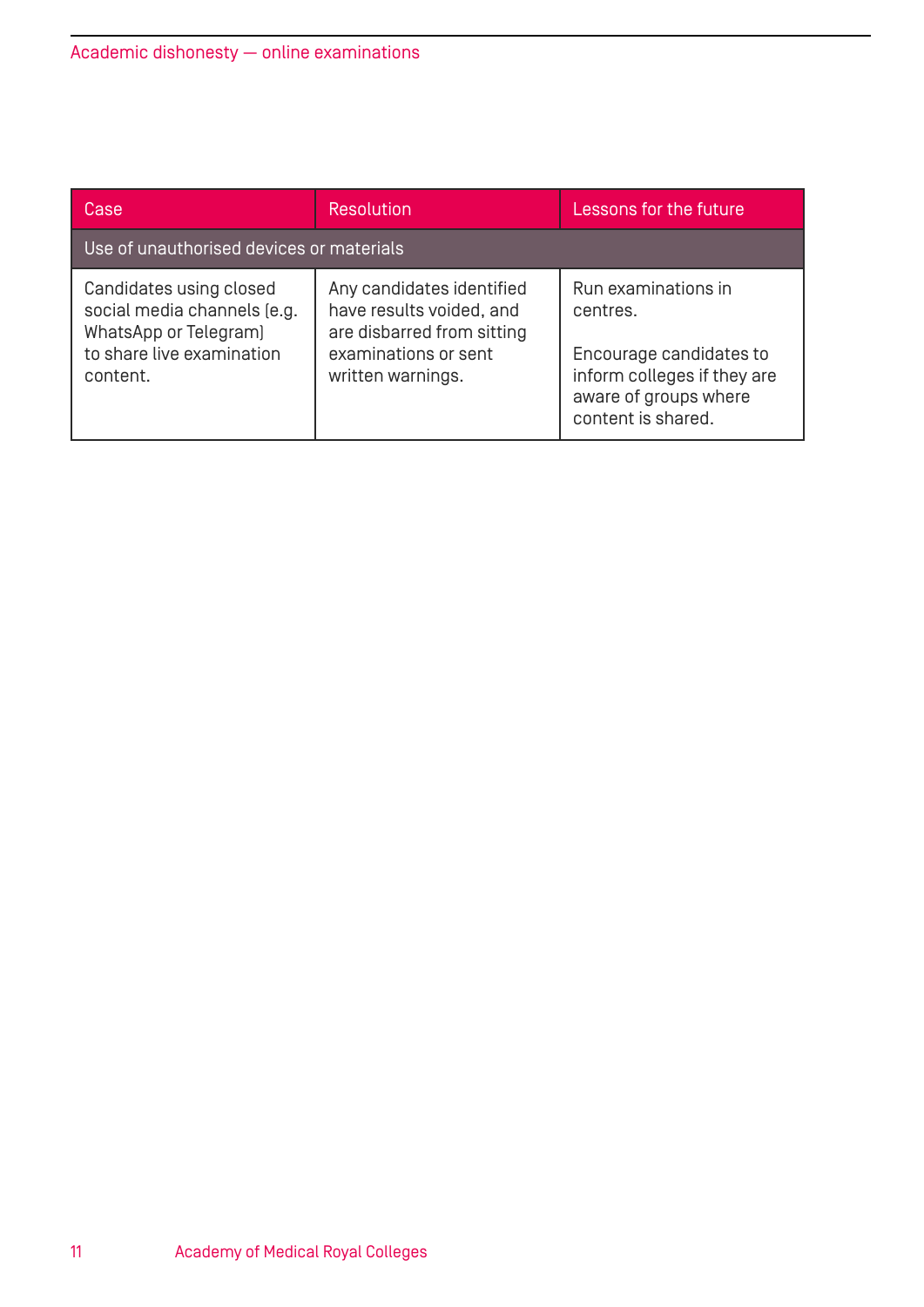| Case | Resolution | Lessons for the future |
|---|---|---|
| Use of unauthorised devices or materials | | |
| Candidates using closed social media channels (e.g. WhatsApp or Telegram) to share live examination content. | Any candidates identified have results voided, and are disbarred from sitting examinations or sent written warnings. | Run examinations in centres.<br><br>Encourage candidates to inform colleges if they are aware of groups where content is shared. |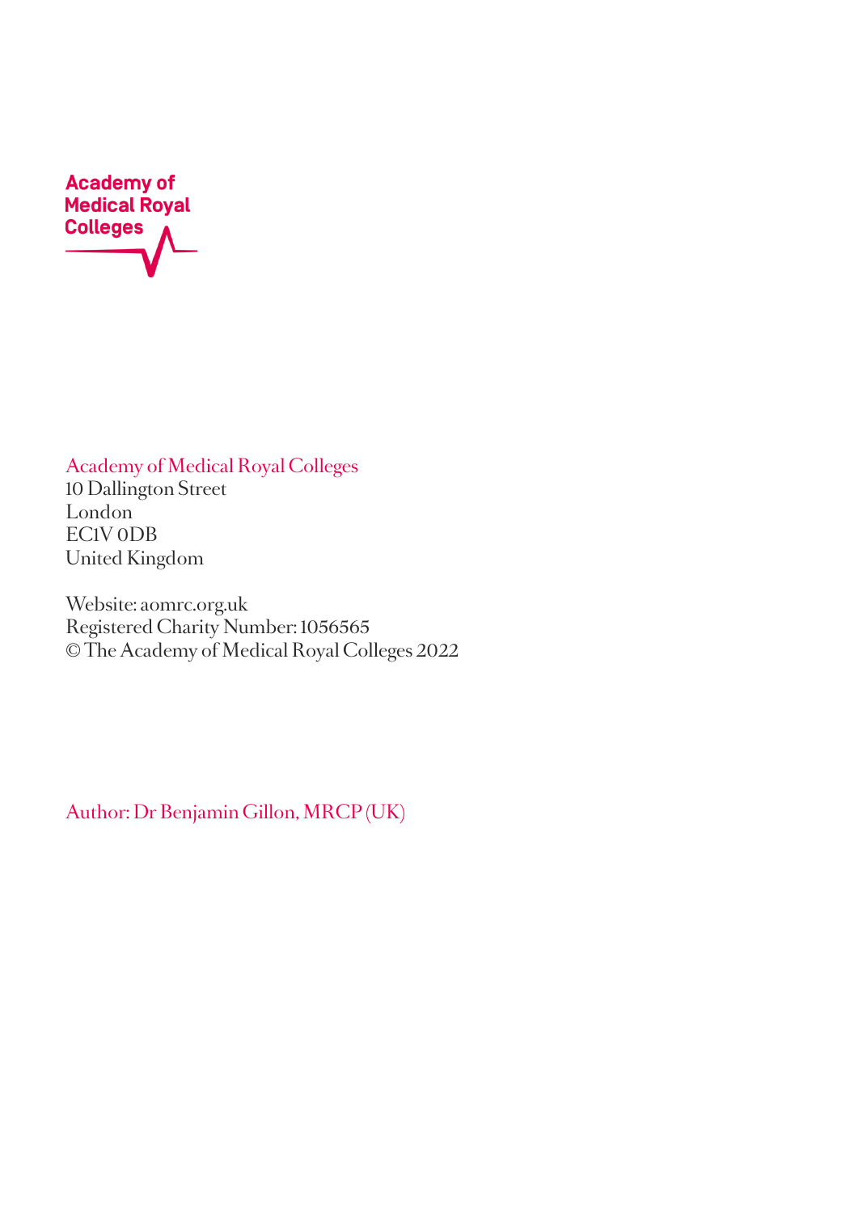Academy of Medical Royal Colleges

Academy of Medical Royal Colleges
10 Dallington Street
London
EC1V 0DB
United Kingdom

Website: aomrc.org.uk
Registered Charity Number: 1056565
© The Academy of Medical Royal Colleges 2022

Author: Dr Benjamin Gillon, MRCP (UK)